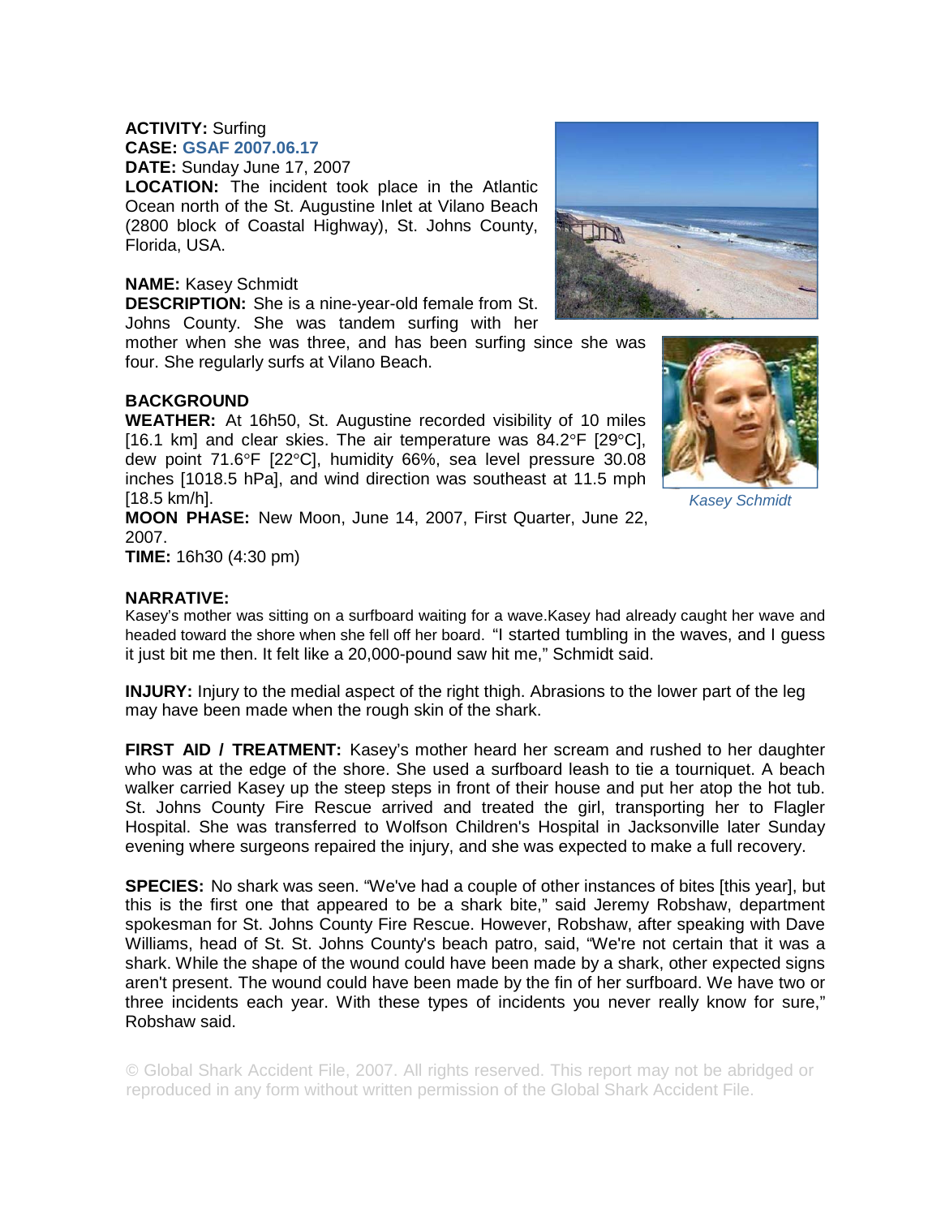**ACTIVITY:** Surfing
**CASE:** GSAF 2007.06.17
**DATE:** Sunday June 17, 2007
**LOCATION:** The incident took place in the Atlantic Ocean north of the St. Augustine Inlet at Vilano Beach (2800 block of Coastal Highway), St. Johns County, Florida, USA.

**NAME:** Kasey Schmidt
**DESCRIPTION:** She is a nine-year-old female from St. Johns County. She was tandem surfing with her mother when she was three, and has been surfing since she was four. She regularly surfs at Vilano Beach.

*Kasey Schmidt*

**BACKGROUND**
**WEATHER:** At 16h50, St. Augustine recorded visibility of 10 miles [16.1 km] and clear skies. The air temperature was 84.2°F [29°C], dew point 71.6°F [22°C], humidity 66%, sea level pressure 30.08 inches [1018.5 hPa], and wind direction was southeast at 11.5 mph [18.5 km/h].
**MOON PHASE:** New Moon, June 14, 2007, First Quarter, June 22, 2007.
**TIME:** 16h30 (4:30 pm)

**NARRATIVE:**
Kasey's mother was sitting on a surfboard waiting for a wave.Kasey had already caught her wave and headed toward the shore when she fell off her board. "I started tumbling in the waves, and I guess it just bit me then. It felt like a 20,000-pound saw hit me," Schmidt said.

**INJURY:** Injury to the medial aspect of the right thigh. Abrasions to the lower part of the leg may have been made when the rough skin of the shark.

**FIRST AID / TREATMENT:** Kasey's mother heard her scream and rushed to her daughter who was at the edge of the shore. She used a surfboard leash to tie a tourniquet. A beach walker carried Kasey up the steep steps in front of their house and put her atop the hot tub. St. Johns County Fire Rescue arrived and treated the girl, transporting her to Flagler Hospital. She was transferred to Wolfson Children's Hospital in Jacksonville later Sunday evening where surgeons repaired the injury, and she was expected to make a full recovery.

**SPECIES:** No shark was seen. "We've had a couple of other instances of bites [this year], but this is the first one that appeared to be a shark bite," said Jeremy Robshaw, department spokesman for St. Johns County Fire Rescue. However, Robshaw, after speaking with Dave Williams, head of St. St. Johns County's beach patro, said, "We're not certain that it was a shark. While the shape of the wound could have been made by a shark, other expected signs aren't present. The wound could have been made by the fin of her surfboard. We have two or three incidents each year. With these types of incidents you never really know for sure," Robshaw said.

© Global Shark Accident File, 2007. All rights reserved. This report may not be abridged or reproduced in any form without written permission of the Global Shark Accident File.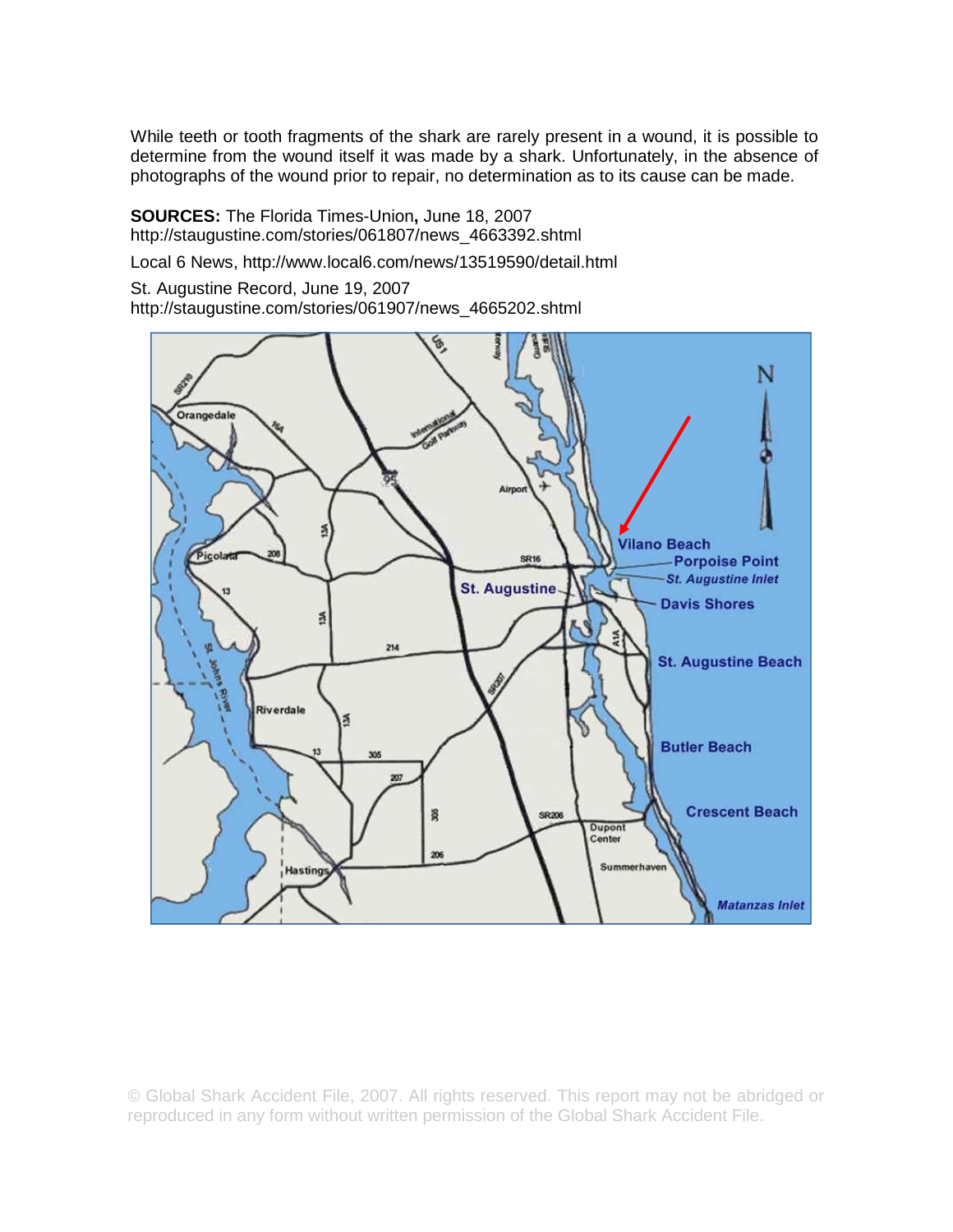While teeth or tooth fragments of the shark are rarely present in a wound, it is possible to determine from the wound itself it was made by a shark. Unfortunately, in the absence of photographs of the wound prior to repair, no determination as to its cause can be made.

**SOURCES:** The Florida Times-Union**,** June 18, 2007
http://staugustine.com/stories/061807/news_4663392.shtml

Local 6 News, http://www.local6.com/news/13519590/detail.html

St. Augustine Record, June 19, 2007
http://staugustine.com/stories/061907/news_4665202.shtml

N

Orangedale

Picolata

Riverdale

Hastings

St. Johns River

Airport

St. Augustine

Vilano Beach

Porpoise Point

*St. Augustine Inlet*

Davis Shores

St. Augustine Beach

Butler Beach

Crescent Beach

Dupont Center

Summerhaven

*Matanzas Inlet*

SR210

16A

US1

International Golf Parkway

95

13A

208

SR16

13

214

SR207

A1A

305

207

206

SR206